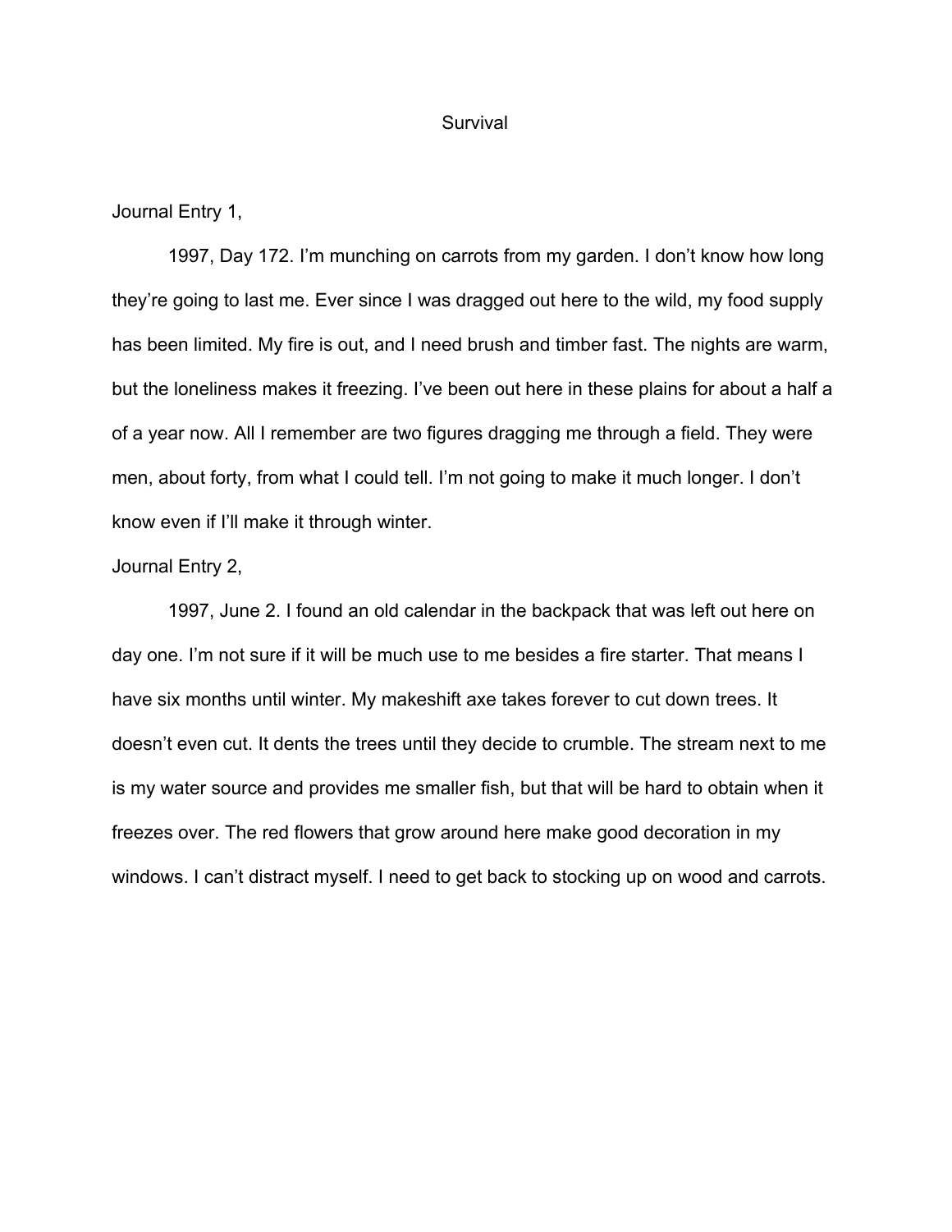# Survival

Journal Entry 1,

1997, Day 172. I'm munching on carrots from my garden. I don't know how long they're going to last me. Ever since I was dragged out here to the wild, my food supply has been limited. My fire is out, and I need brush and timber fast. The nights are warm, but the loneliness makes it freezing. I've been out here in these plains for about a half a of a year now. All I remember are two figures dragging me through a field. They were men, about forty, from what I could tell. I'm not going to make it much longer. I don't know even if I'll make it through winter.

Journal Entry 2,

1997, June 2. I found an old calendar in the backpack that was left out here on day one. I'm not sure if it will be much use to me besides a fire starter. That means I have six months until winter. My makeshift axe takes forever to cut down trees. It doesn't even cut. It dents the trees until they decide to crumble. The stream next to me is my water source and provides me smaller fish, but that will be hard to obtain when it freezes over. The red flowers that grow around here make good decoration in my windows. I can't distract myself. I need to get back to stocking up on wood and carrots.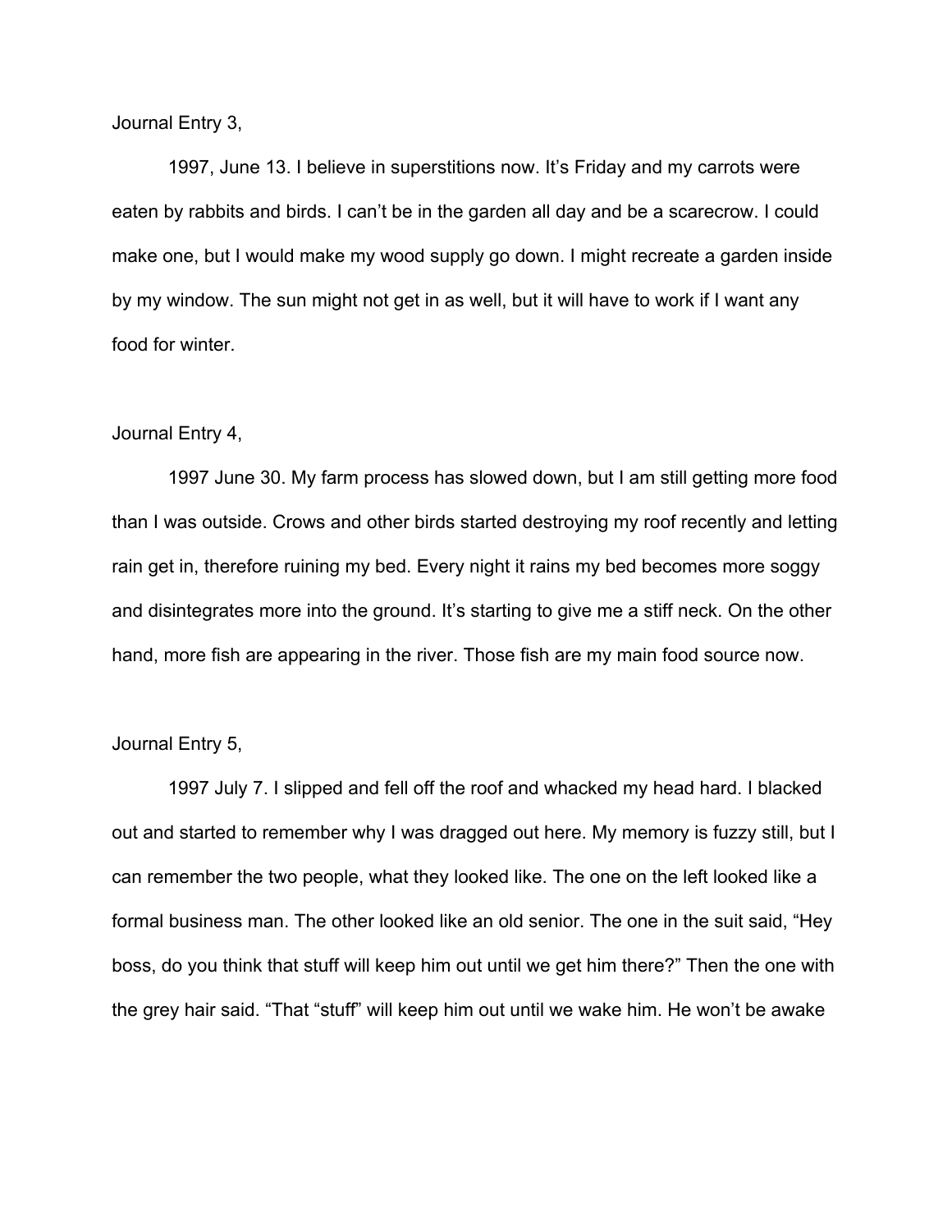Journal Entry 3,

1997, June 13. I believe in superstitions now. It's Friday and my carrots were eaten by rabbits and birds. I can't be in the garden all day and be a scarecrow. I could make one, but I would make my wood supply go down. I might recreate a garden inside by my window. The sun might not get in as well, but it will have to work if I want any food for winter.

Journal Entry 4,

1997 June 30. My farm process has slowed down, but I am still getting more food than I was outside. Crows and other birds started destroying my roof recently and letting rain get in, therefore ruining my bed. Every night it rains my bed becomes more soggy and disintegrates more into the ground. It's starting to give me a stiff neck. On the other hand, more fish are appearing in the river. Those fish are my main food source now.

Journal Entry 5,

1997 July 7. I slipped and fell off the roof and whacked my head hard. I blacked out and started to remember why I was dragged out here. My memory is fuzzy still, but I can remember the two people, what they looked like. The one on the left looked like a formal business man. The other looked like an old senior. The one in the suit said, "Hey boss, do you think that stuff will keep him out until we get him there?" Then the one with the grey hair said. "That "stuff" will keep him out until we wake him. He won't be awake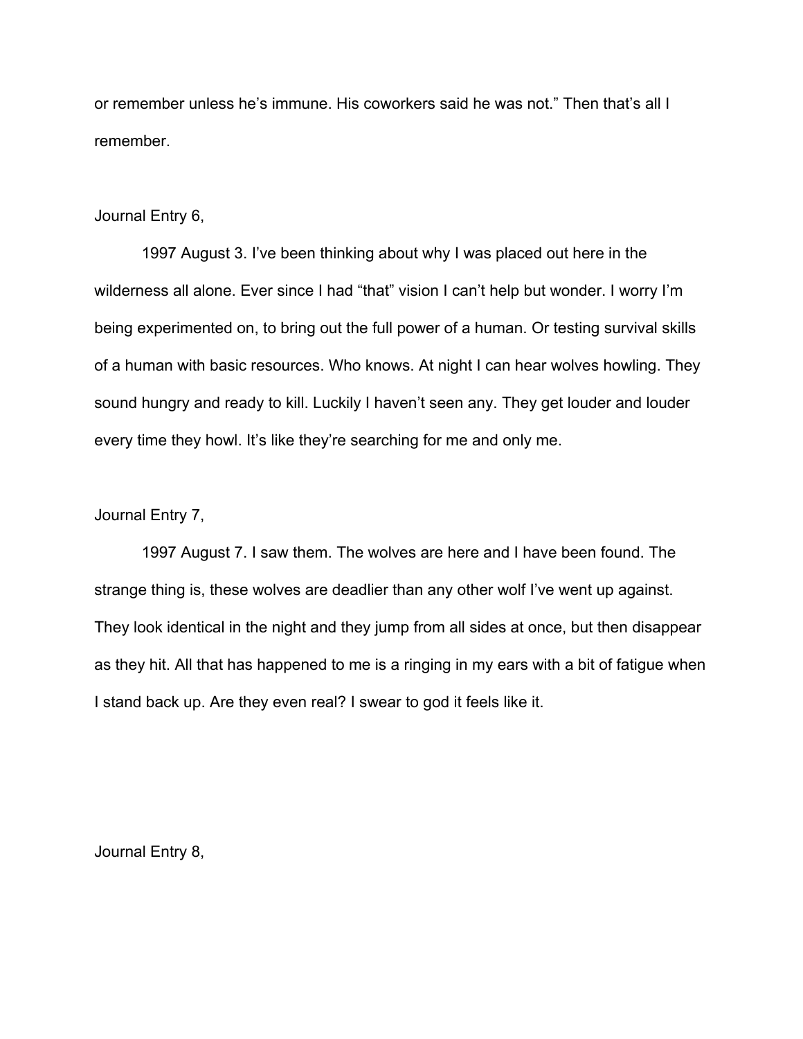or remember unless he's immune. His coworkers said he was not." Then that's all I remember.

Journal Entry 6,

1997 August 3. I've been thinking about why I was placed out here in the wilderness all alone. Ever since I had "that" vision I can't help but wonder. I worry I'm being experimented on, to bring out the full power of a human. Or testing survival skills of a human with basic resources. Who knows. At night I can hear wolves howling. They sound hungry and ready to kill. Luckily I haven't seen any. They get louder and louder every time they howl. It's like they're searching for me and only me.

Journal Entry 7,

1997 August 7. I saw them. The wolves are here and I have been found. The strange thing is, these wolves are deadlier than any other wolf I've went up against. They look identical in the night and they jump from all sides at once, but then disappear as they hit. All that has happened to me is a ringing in my ears with a bit of fatigue when I stand back up. Are they even real? I swear to god it feels like it.

Journal Entry 8,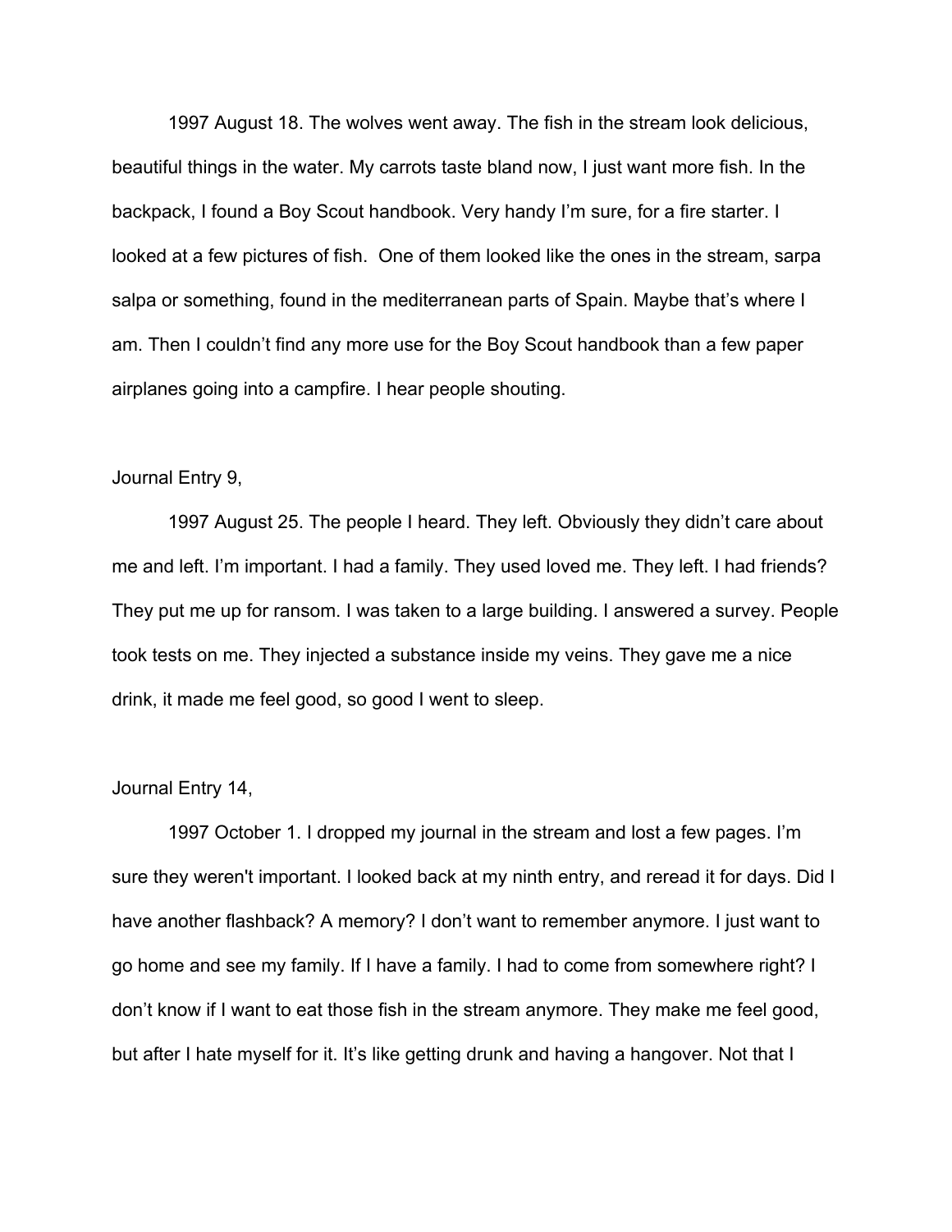1997 August 18. The wolves went away. The fish in the stream look delicious, beautiful things in the water. My carrots taste bland now, I just want more fish. In the backpack, I found a Boy Scout handbook. Very handy I'm sure, for a fire starter. I looked at a few pictures of fish. One of them looked like the ones in the stream, sarpa salpa or something, found in the mediterranean parts of Spain. Maybe that's where I am. Then I couldn't find any more use for the Boy Scout handbook than a few paper airplanes going into a campfire. I hear people shouting.

Journal Entry 9,

1997 August 25. The people I heard. They left. Obviously they didn't care about me and left. I'm important. I had a family. They used loved me. They left. I had friends? They put me up for ransom. I was taken to a large building. I answered a survey. People took tests on me. They injected a substance inside my veins. They gave me a nice drink, it made me feel good, so good I went to sleep.

Journal Entry 14,

1997 October 1. I dropped my journal in the stream and lost a few pages. I'm sure they weren't important. I looked back at my ninth entry, and reread it for days. Did I have another flashback? A memory? I don't want to remember anymore. I just want to go home and see my family. If I have a family. I had to come from somewhere right? I don't know if I want to eat those fish in the stream anymore. They make me feel good, but after I hate myself for it. It's like getting drunk and having a hangover. Not that I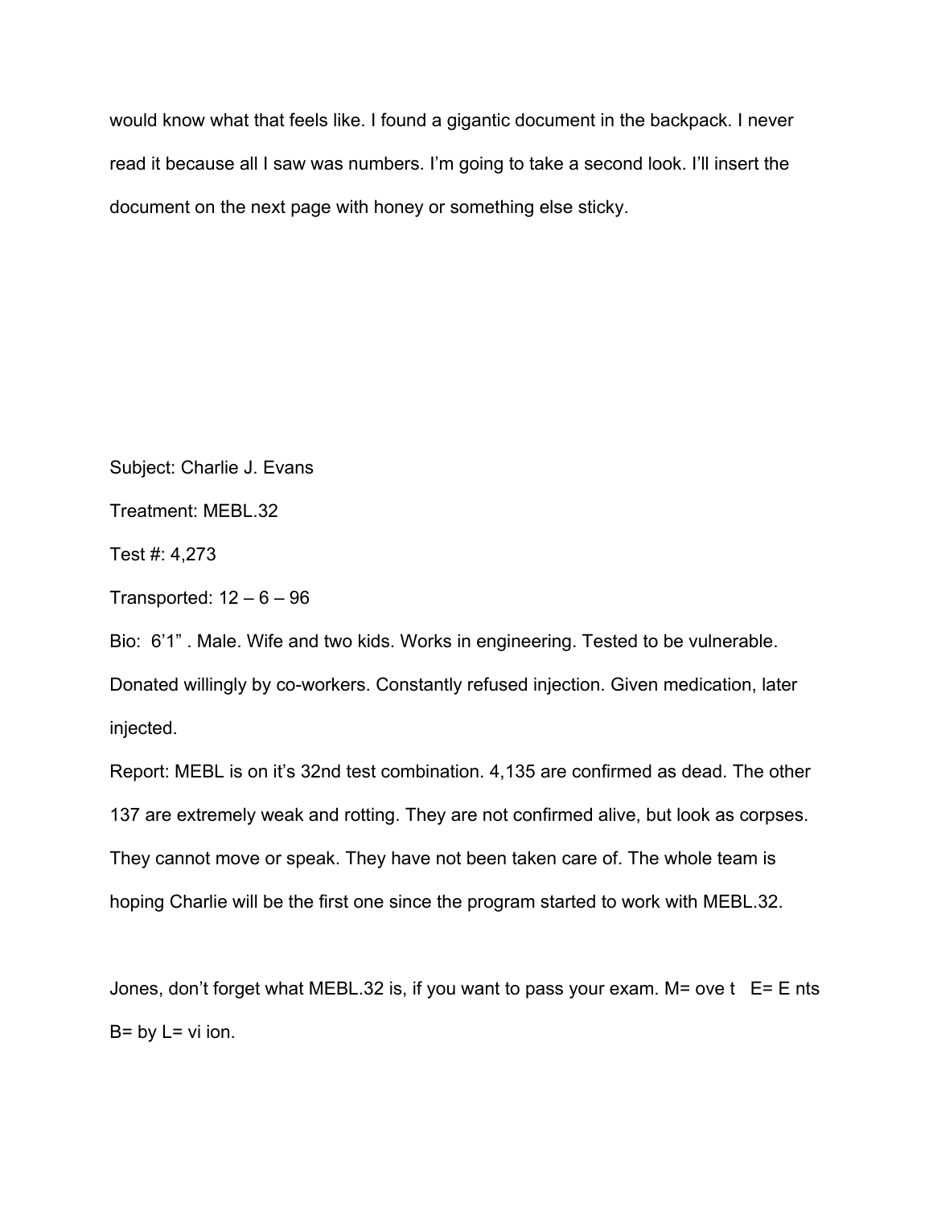would know what that feels like. I found a gigantic document in the backpack. I never read it because all I saw was numbers. I'm going to take a second look. I'll insert the document on the next page with honey or something else sticky.

Subject: Charlie J. Evans

Treatment: MEBL.32

Test #: 4,273

Transported: 12 – 6 – 96

Bio: 6'1" . Male. Wife and two kids. Works in engineering. Tested to be vulnerable. Donated willingly by co-workers. Constantly refused injection. Given medication, later injected.

Report: MEBL is on it's 32nd test combination. 4,135 are confirmed as dead. The other 137 are extremely weak and rotting. They are not confirmed alive, but look as corpses. They cannot move or speak. They have not been taken care of. The whole team is hoping Charlie will be the first one since the program started to work with MEBL.32.

Jones, don't forget what MEBL.32 is, if you want to pass your exam. M= ove t E= E nts B= by L= vi ion.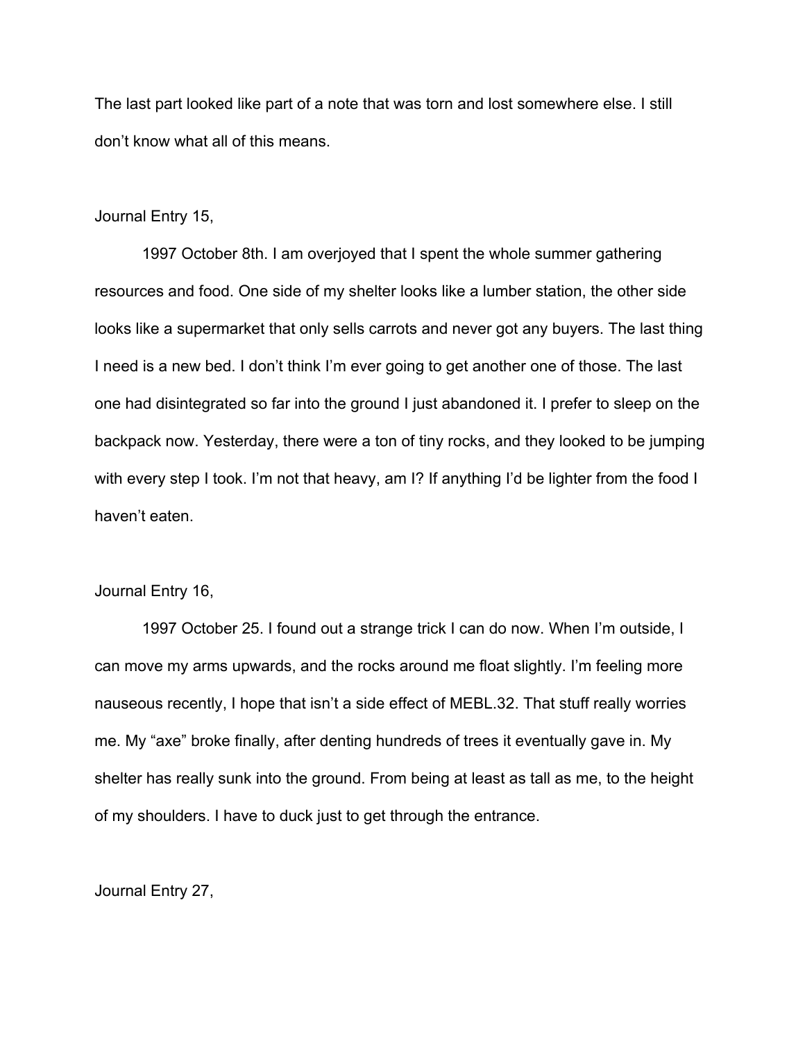The last part looked like part of a note that was torn and lost somewhere else. I still don't know what all of this means.

Journal Entry 15,

1997 October 8th. I am overjoyed that I spent the whole summer gathering resources and food. One side of my shelter looks like a lumber station, the other side looks like a supermarket that only sells carrots and never got any buyers. The last thing I need is a new bed. I don't think I'm ever going to get another one of those. The last one had disintegrated so far into the ground I just abandoned it. I prefer to sleep on the backpack now. Yesterday, there were a ton of tiny rocks, and they looked to be jumping with every step I took. I'm not that heavy, am I? If anything I'd be lighter from the food I haven't eaten.

Journal Entry 16,

1997 October 25. I found out a strange trick I can do now. When I'm outside, I can move my arms upwards, and the rocks around me float slightly. I'm feeling more nauseous recently, I hope that isn't a side effect of MEBL.32. That stuff really worries me. My "axe" broke finally, after denting hundreds of trees it eventually gave in. My shelter has really sunk into the ground. From being at least as tall as me, to the height of my shoulders. I have to duck just to get through the entrance.

Journal Entry 27,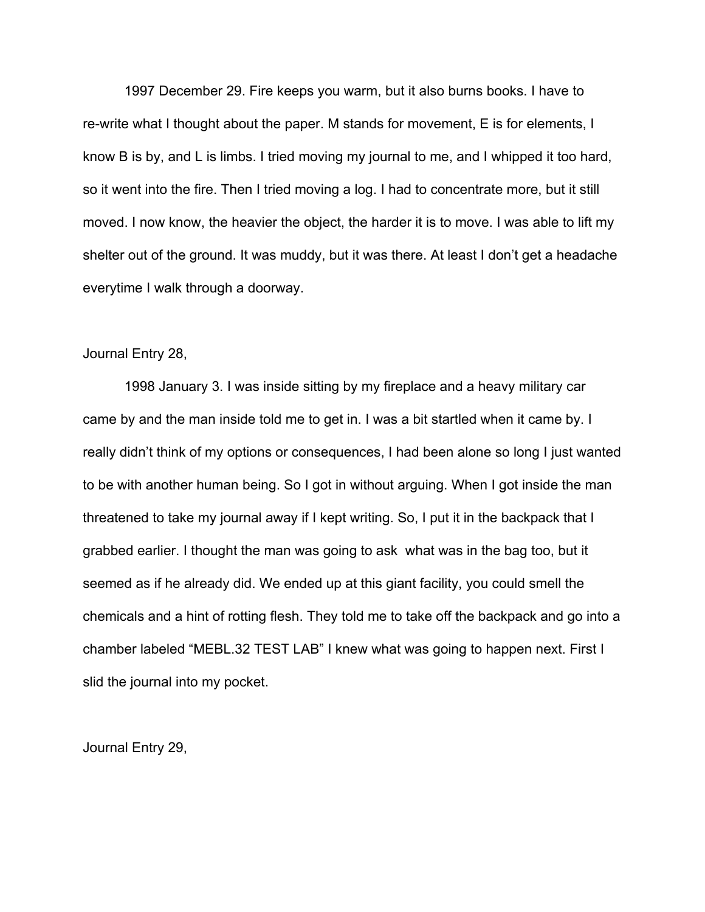1997 December 29. Fire keeps you warm, but it also burns books. I have to re-write what I thought about the paper. M stands for movement, E is for elements, I know B is by, and L is limbs. I tried moving my journal to me, and I whipped it too hard, so it went into the fire. Then I tried moving a log. I had to concentrate more, but it still moved. I now know, the heavier the object, the harder it is to move. I was able to lift my shelter out of the ground. It was muddy, but it was there. At least I don't get a headache everytime I walk through a doorway.

Journal Entry 28,

1998 January 3. I was inside sitting by my fireplace and a heavy military car came by and the man inside told me to get in. I was a bit startled when it came by. I really didn't think of my options or consequences, I had been alone so long I just wanted to be with another human being. So I got in without arguing. When I got inside the man threatened to take my journal away if I kept writing. So, I put it in the backpack that I grabbed earlier. I thought the man was going to ask what was in the bag too, but it seemed as if he already did. We ended up at this giant facility, you could smell the chemicals and a hint of rotting flesh. They told me to take off the backpack and go into a chamber labeled "MEBL.32 TEST LAB" I knew what was going to happen next. First I slid the journal into my pocket.

Journal Entry 29,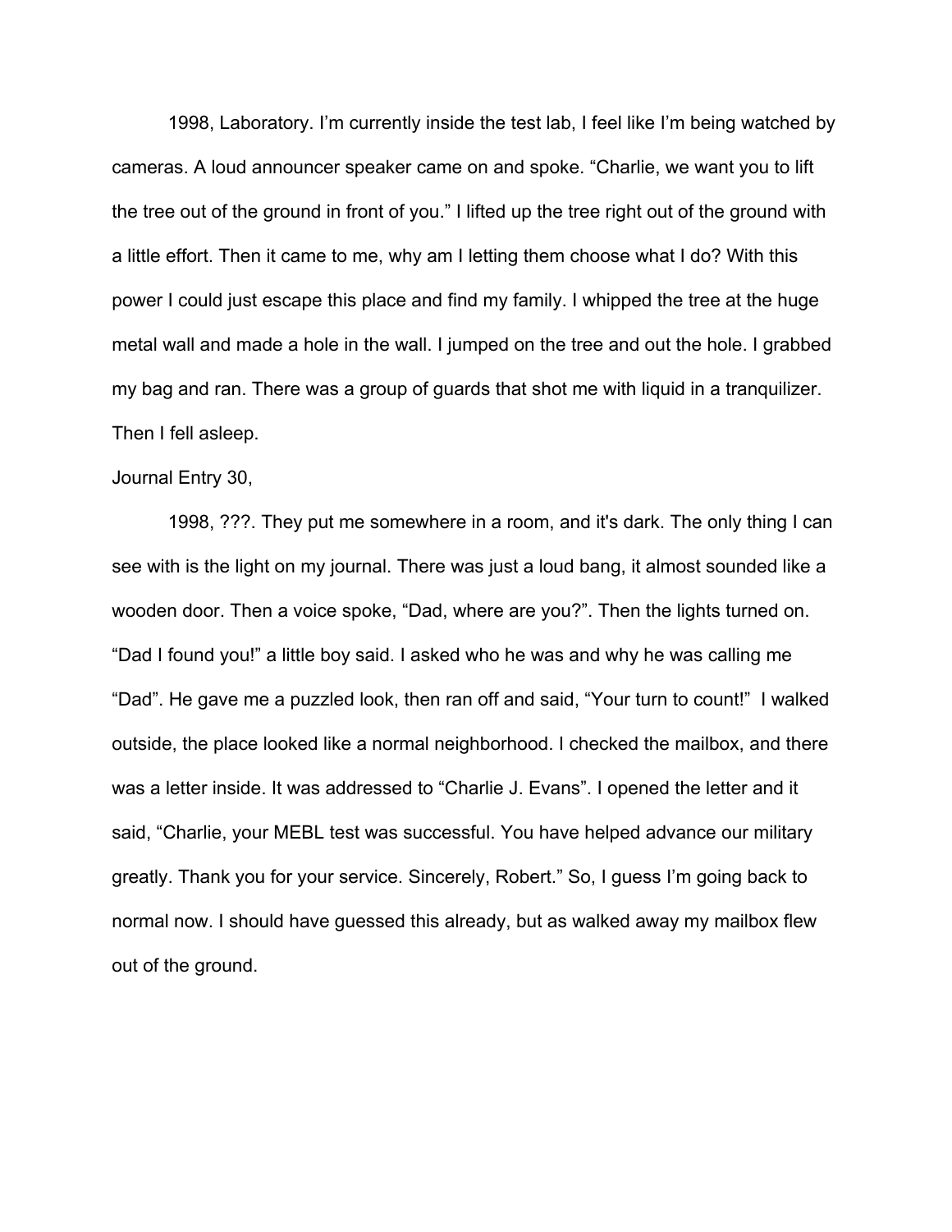1998, Laboratory. I'm currently inside the test lab, I feel like I'm being watched by cameras. A loud announcer speaker came on and spoke. "Charlie, we want you to lift the tree out of the ground in front of you." I lifted up the tree right out of the ground with a little effort. Then it came to me, why am I letting them choose what I do? With this power I could just escape this place and find my family. I whipped the tree at the huge metal wall and made a hole in the wall. I jumped on the tree and out the hole. I grabbed my bag and ran. There was a group of guards that shot me with liquid in a tranquilizer. Then I fell asleep.

Journal Entry 30,

1998, ???. They put me somewhere in a room, and it's dark. The only thing I can see with is the light on my journal. There was just a loud bang, it almost sounded like a wooden door. Then a voice spoke, "Dad, where are you?". Then the lights turned on. "Dad I found you!" a little boy said. I asked who he was and why he was calling me "Dad". He gave me a puzzled look, then ran off and said, "Your turn to count!" I walked outside, the place looked like a normal neighborhood. I checked the mailbox, and there was a letter inside. It was addressed to "Charlie J. Evans". I opened the letter and it said, "Charlie, your MEBL test was successful. You have helped advance our military greatly. Thank you for your service. Sincerely, Robert." So, I guess I'm going back to normal now. I should have guessed this already, but as walked away my mailbox flew out of the ground.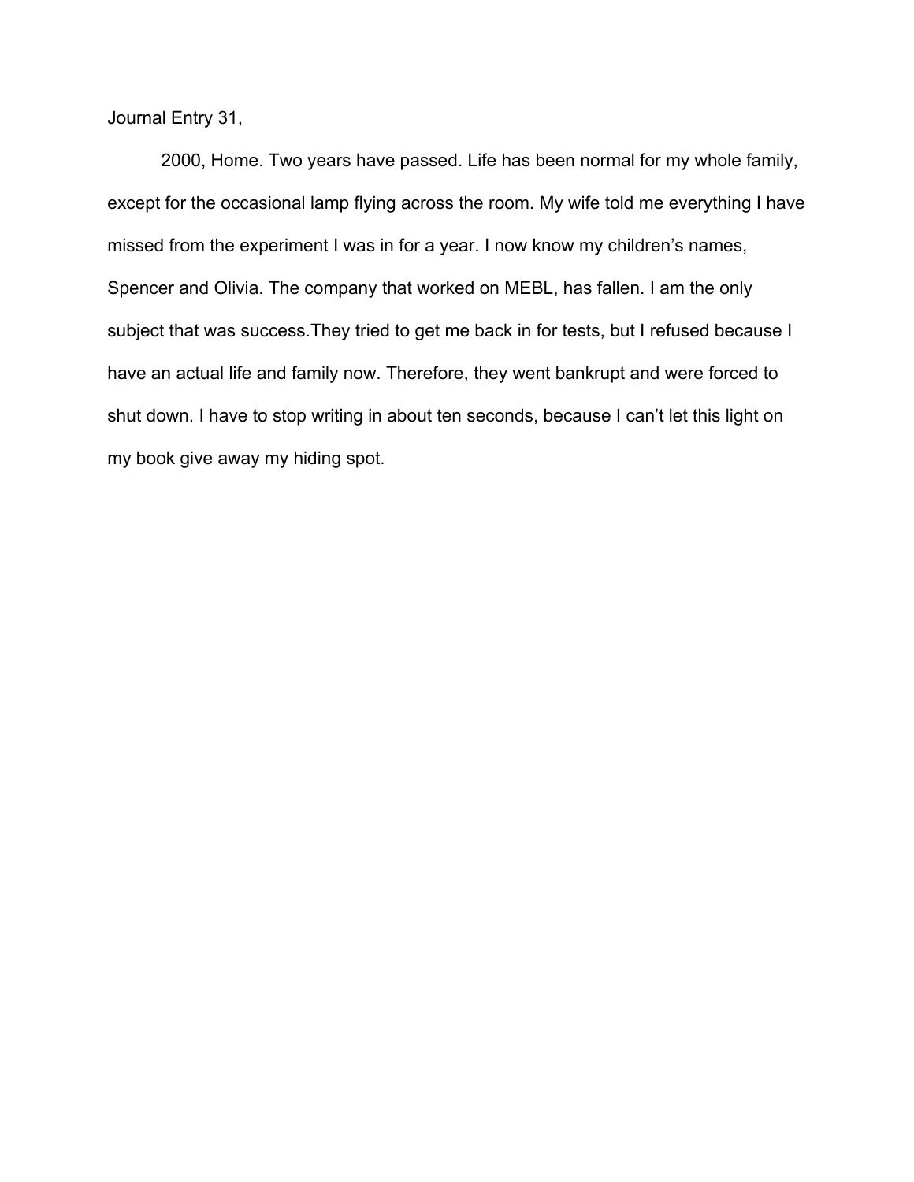Journal Entry 31,

2000, Home. Two years have passed. Life has been normal for my whole family, except for the occasional lamp flying across the room. My wife told me everything I have missed from the experiment I was in for a year. I now know my children's names, Spencer and Olivia. The company that worked on MEBL, has fallen. I am the only subject that was success.They tried to get me back in for tests, but I refused because I have an actual life and family now. Therefore, they went bankrupt and were forced to shut down. I have to stop writing in about ten seconds, because I can't let this light on my book give away my hiding spot.